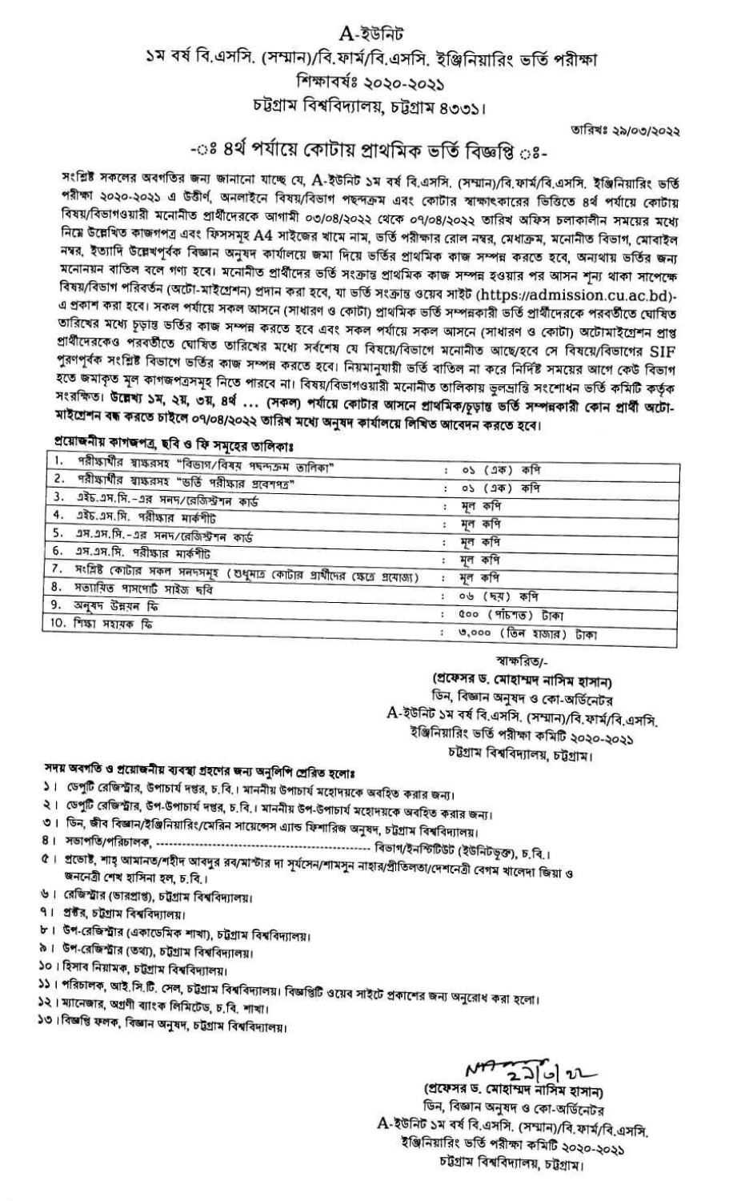# A-ইউনিট

## ১ম বর্ষ বি.এসসি. (সম্মান)/বি.ফার্ম/বি.এসসি. ইঞ্জিনিয়ারিং ভর্তি পরীক্ষা

### শিক্ষাবর্ষঃ ২০২০-২০২১

### চট্টগ্রাম বিশ্ববিদ্যালয়, চট্টগ্রাম ৪৩৩১।

তারিখঃ ২৯/০৩/২০২২

## -ঃ ৪র্থ পর্যায়ে কোটায় প্রাথমিক ভর্তি বিজ্ঞপ্তি ঃ-

সংশ্লিষ্ট সকলের অবগতির জন্য জানানো যাচ্ছে যে, A-ইউনিট ১ম বর্ষ বি.এসসি. (সম্মান)/বি.ফার্ম/বি.এসসি. ইঞ্জিনিয়ারিং ভর্তি পরীক্ষা ২০২০-২০২১ এ উত্তীর্ণ, অনলাইনে বিষয়/বিভাগ পছন্দক্রম এবং কোটার স্বাক্ষাৎকারের ভিত্তিতে ৪র্থ পর্যায়ে কোটায় বিষয়/বিভাগওয়ারী মনোনীত প্রার্থীদেরকে আগামী ০৩/০৪/২০২২ থেকে ০৭/০৪/২০২২ তারিখ অফিস চলাকালীন সময়ের মধ্যে নিম্নে উল্লেখিত কাগজপত্র এবং ফিসসমূহ A4 সাইজের খামে নাম, ভর্তি পরীক্ষার রোল নম্বর, মেধাক্রম, মনোনীত বিভাগ, মোবাইল নম্বর, ইত্যাদি উল্লেখপূর্বক বিজ্ঞান অনুষদ কার্যালয়ে জমা দিয়ে ভর্তির প্রাথমিক কাজ সম্পন্ন করতে হবে, অন্যথায় ভর্তির জন্য মনোনয়ন বাতিল বলে গণ্য হবে। মনোনীত প্রার্থীদের ভর্তি সংক্রান্ত প্রাথমিক কাজ সম্পন্ন হওয়ার পর আসন শূন্য থাকা সাপেক্ষে বিষয়/বিভাগ পরিবর্তন (অটো-মাইগ্রেশন) প্রদান করা হবে, যা ভর্তি সংক্রান্ত ওয়েব সাইট (https://admission.cu.ac.bd)-এ প্রকাশ করা হবে। সকল পর্যায়ে সকল আসনে (সাধারণ ও কোটা) প্রাথমিক ভর্তি সম্পন্নকারী ভর্তি প্রার্থীদেরকে পরবর্তীতে ঘোষিত তারিখের মধ্যে চূড়ান্ত ভর্তির কাজ সম্পন্ন করতে হবে এবং সকল পর্যায়ে সকল আসনে (সাধারণ ও কোটা) অটোমাইগ্রেশন প্রাপ্ত প্রার্থীদেরকেও পরবর্তীতে ঘোষিত তারিখের মধ্যে সর্বশেষ যে বিষয়ে/বিভাগে মনোনীত আছে/হবে সে বিষয়ে/বিভাগের SIF পূরণপূর্বক সংশ্লিষ্ট বিভাগে ভর্তির কাজ সম্পন্ন করতে হবে। নিয়মানুযায়ী ভর্তি বাতিল না করে নির্দিষ্ট সময়ের আগে কেউ বিভাগ হতে জমাকৃত মূল কাগজপত্রসমূহ নিতে পারবে না। বিষয়/বিভাগওয়ারী মনোনীত তালিকায় ভুলভ্রান্তি সংশোধন ভর্তি কমিটি কর্তৃক সংরক্ষিত। **উল্লেখ্য ১ম, ২য়, ৩য়, ৪র্থ ... (সকল) পর্যায়ে কোটার আসনে প্রাথমিক/চূড়ান্ত ভর্তি সম্পন্নকারী কোন প্রার্থী অটো-মাইগ্রেশন বন্ধ করতে চাইলে ০৭/০৪/২০২২ তারিখ মধ্যে অনুষদ কার্যালয়ে লিখিত আবেদন করতে হবে।**

**প্রয়োজনীয় কাগজপত্র, ছবি ও ফি সমূহের তালিকাঃ**

| | | |
|---|---|---|
| ১. | পরীক্ষার্থীর স্বাক্ষরসহ "বিভাগ/বিষয় পছন্দক্রম তালিকা" | : ০১ (এক) কপি |
| ২. | পরীক্ষার্থীর স্বাক্ষরসহ "ভর্তি পরীক্ষার প্রবেশপত্র" | : ০১ (এক) কপি |
| ৩. | এইচ.এস.সি.-এর সনদ/রেজিস্ট্রেশন কার্ড | : মূল কপি |
| ৪. | এইচ.এস.সি. পরীক্ষার মার্কশীট | : মূল কপি |
| ৫. | এস.এস.সি.-এর সনদ/রেজিস্ট্রেশন কার্ড | : মূল কপি |
| ৬. | এস.এস.সি. পরীক্ষার মার্কশীট | : মূল কপি |
| ৭. | সংশ্লিষ্ট কোটার সকল সনদসমূহ (শুধুমাত্র কোটার প্রার্থীদের ক্ষেত্রে প্রযোজ্য) | : মূল কপি |
| ৮. | সত্যায়িত পাসপোর্ট সাইজ ছবি | : ০৬ (ছয়) কপি |
| ৯. | অনুষদ উন্নয়ন ফি | : ৫০০ (পাঁচশত) টাকা |
| ১০. | শিক্ষা সহায়ক ফি | : ৩,০০০ (তিন হাজার) টাকা |

স্বাক্ষরিত/-

**(প্রফেসর ড. মোহাম্মদ নাসিম হাসান)**
ডিন, বিজ্ঞান অনুষদ ও কো-অর্ডিনেটর
A-ইউনিট ১ম বর্ষ বি.এসসি. (সম্মান)/বি.ফার্ম/বি.এসসি. ইঞ্জিনিয়ারিং ভর্তি পরীক্ষা কমিটি ২০২০-২০২১
চট্টগ্রাম বিশ্ববিদ্যালয়, চট্টগ্রাম।

**সদয় অবগতি ও প্রয়োজনীয় ব্যবস্থা গ্রহণের জন্য অনুলিপি প্রেরিত হলোঃ**

১। ডেপুটি রেজিস্ট্রার, উপাচার্য দপ্তর, চ.বি.। মাননীয় উপাচার্য মহোদয়কে অবহিত করার জন্য।
২। ডেপুটি রেজিস্ট্রার, উপ-উপাচার্য দপ্তর, চ.বি.। মাননীয় উপ-উপাচার্য মহোদয়কে অবহিত করার জন্য।
৩। ডিন, জীব বিজ্ঞান/ইঞ্জিনিয়ারিং/মেরিন সায়েন্সেস এ্যান্ড ফিশারিজ অনুষদ, চট্টগ্রাম বিশ্ববিদ্যালয়।
৪। সভাপতি/পরিচালক, ---------------------------------------------------- বিভাগ/ইনস্টিটিউট (ইউনিটভুক্ত), চ.বি.।
৫। প্রভোষ্ট, শাহ্ আমানত/শহীদ আবদুর রব/মাস্টার দা সূর্যসেন/শামসুন নাহার/প্রীতিলতা/দেশনেত্রী বেগম খালেদা জিয়া ও জননেত্রী শেখ হাসিনা হল, চ.বি.।
৬। রেজিস্ট্রার (ভারপ্রাপ্ত), চট্টগ্রাম বিশ্ববিদ্যালয়।
৭। প্রক্টর, চট্টগ্রাম বিশ্ববিদ্যালয়।
৮। উপ-রেজিস্ট্রার (একাডেমিক শাখা), চট্টগ্রাম বিশ্ববিদ্যালয়।
৯। উপ-রেজিস্ট্রার (তথ্য), চট্টগ্রাম বিশ্ববিদ্যালয়।
১০। হিসাব নিয়ামক, চট্টগ্রাম বিশ্ববিদ্যালয়।
১১। পরিচালক, আই.সি.টি. সেল, চট্টগ্রাম বিশ্ববিদ্যালয়। বিজ্ঞপ্তিটি ওয়েব সাইটে প্রকাশের জন্য অনুরোধ করা হলো।
১২। ম্যানেজার, অগ্রণী ব্যাংক লিমিটেড, চ.বি. শাখা।
১৩। বিজ্ঞপ্তি ফলক, বিজ্ঞান অনুষদ, চট্টগ্রাম বিশ্ববিদ্যালয়।

২৯/৩/২২

**(প্রফেসর ড. মোহাম্মদ নাসিম হাসান)**
ডিন, বিজ্ঞান অনুষদ ও কো-অর্ডিনেটর
A-ইউনিট ১ম বর্ষ বি.এসসি. (সম্মান)/বি.ফার্ম/বি.এসসি. ইঞ্জিনিয়ারিং ভর্তি পরীক্ষা কমিটি ২০২০-২০২১
চট্টগ্রাম বিশ্ববিদ্যালয়, চট্টগ্রাম।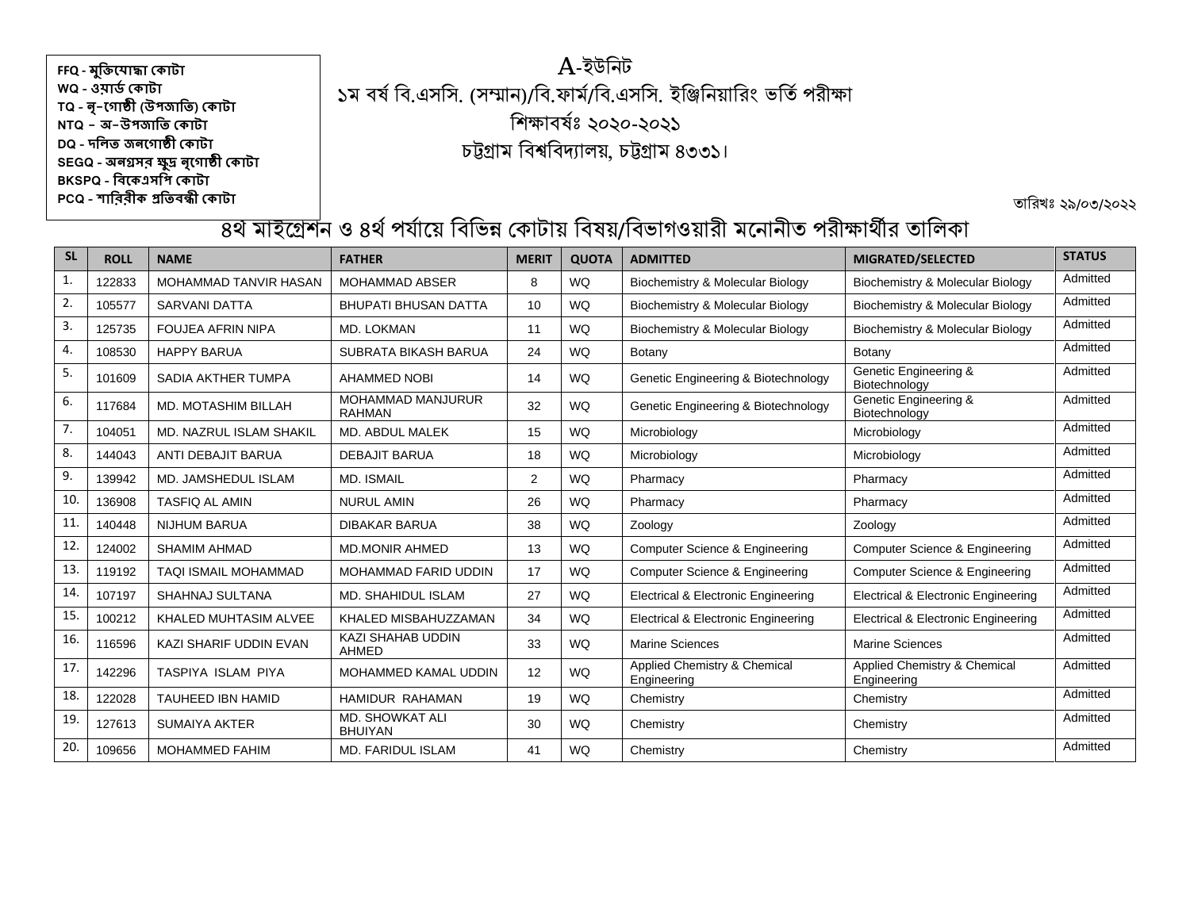FFQ - মুক্তিযোদ্ধা কোটা
WQ - ওয়ার্ড কোটা
TQ - নৃ-গোষ্ঠী (উপজাতি) কোটা
NTQ – অ-উপজাতি কোটা
DQ - দলিত জনগোষ্ঠী কোটা
SEGQ - অনগ্রসর ক্ষুদ্র নৃগোষ্ঠী কোটা
BKSPQ - বিকেএসপি কোটা
PCQ - শারিরীক প্রতিবন্ধী কোটা

# A-ইউনিট

## ১ম বর্ষ বি.এসসি. (সম্মান)/বি.ফার্ম/বি.এসসি. ইঞ্জিনিয়ারিং ভর্তি পরীক্ষা

## শিক্ষাবর্ষঃ ২০২০-২০২১

## চট্টগ্রাম বিশ্ববিদ্যালয়, চট্টগ্রাম ৪৩৩১।

তারিখঃ ২৯/০৩/২০২২

## ৪র্থ মাইগ্রেশন ও ৪র্থ পর্যায়ে বিভিন্ন কোটায় বিষয়/বিভাগওয়ারী মনোনীত পরীক্ষার্থীর তালিকা

| SL | ROLL | NAME | FATHER | MERIT | QUOTA | ADMITTED | MIGRATED/SELECTED | STATUS |
|---|---|---|---|---|---|---|---|---|
| 1. | 122833 | MOHAMMAD TANVIR HASAN | MOHAMMAD ABSER | 8 | WQ | Biochemistry & Molecular Biology | Biochemistry & Molecular Biology | Admitted |
| 2. | 105577 | SARVANI DATTA | BHUPATI BHUSAN DATTA | 10 | WQ | Biochemistry & Molecular Biology | Biochemistry & Molecular Biology | Admitted |
| 3. | 125735 | FOUJEA AFRIN NIPA | MD. LOKMAN | 11 | WQ | Biochemistry & Molecular Biology | Biochemistry & Molecular Biology | Admitted |
| 4. | 108530 | HAPPY BARUA | SUBRATA BIKASH BARUA | 24 | WQ | Botany | Botany | Admitted |
| 5. | 101609 | SADIA AKTHER TUMPA | AHAMMED NOBI | 14 | WQ | Genetic Engineering & Biotechnology | Genetic Engineering & Biotechnology | Admitted |
| 6. | 117684 | MD. MOTASHIM BILLAH | MOHAMMAD MANJURUR RAHMAN | 32 | WQ | Genetic Engineering & Biotechnology | Genetic Engineering & Biotechnology | Admitted |
| 7. | 104051 | MD. NAZRUL ISLAM SHAKIL | MD. ABDUL MALEK | 15 | WQ | Microbiology | Microbiology | Admitted |
| 8. | 144043 | ANTI DEBAJIT BARUA | DEBAJIT BARUA | 18 | WQ | Microbiology | Microbiology | Admitted |
| 9. | 139942 | MD. JAMSHEDUL ISLAM | MD. ISMAIL | 2 | WQ | Pharmacy | Pharmacy | Admitted |
| 10. | 136908 | TASFIQ AL AMIN | NURUL AMIN | 26 | WQ | Pharmacy | Pharmacy | Admitted |
| 11. | 140448 | NIJHUM BARUA | DIBAKAR BARUA | 38 | WQ | Zoology | Zoology | Admitted |
| 12. | 124002 | SHAMIM AHMAD | MD.MONIR AHMED | 13 | WQ | Computer Science & Engineering | Computer Science & Engineering | Admitted |
| 13. | 119192 | TAQI ISMAIL MOHAMMAD | MOHAMMAD FARID UDDIN | 17 | WQ | Computer Science & Engineering | Computer Science & Engineering | Admitted |
| 14. | 107197 | SHAHNAJ SULTANA | MD. SHAHIDUL ISLAM | 27 | WQ | Electrical & Electronic Engineering | Electrical & Electronic Engineering | Admitted |
| 15. | 100212 | KHALED MUHTASIM ALVEE | KHALED MISBAHUZZAMAN | 34 | WQ | Electrical & Electronic Engineering | Electrical & Electronic Engineering | Admitted |
| 16. | 116596 | KAZI SHARIF UDDIN EVAN | KAZI SHAHAB UDDIN AHMED | 33 | WQ | Marine Sciences | Marine Sciences | Admitted |
| 17. | 142296 | TASPIYA ISLAM PIYA | MOHAMMED KAMAL UDDIN | 12 | WQ | Applied Chemistry & Chemical Engineering | Applied Chemistry & Chemical Engineering | Admitted |
| 18. | 122028 | TAUHEED IBN HAMID | HAMIDUR RAHAMAN | 19 | WQ | Chemistry | Chemistry | Admitted |
| 19. | 127613 | SUMAIYA AKTER | MD. SHOWKAT ALI BHUIYAN | 30 | WQ | Chemistry | Chemistry | Admitted |
| 20. | 109656 | MOHAMMED FAHIM | MD. FARIDUL ISLAM | 41 | WQ | Chemistry | Chemistry | Admitted |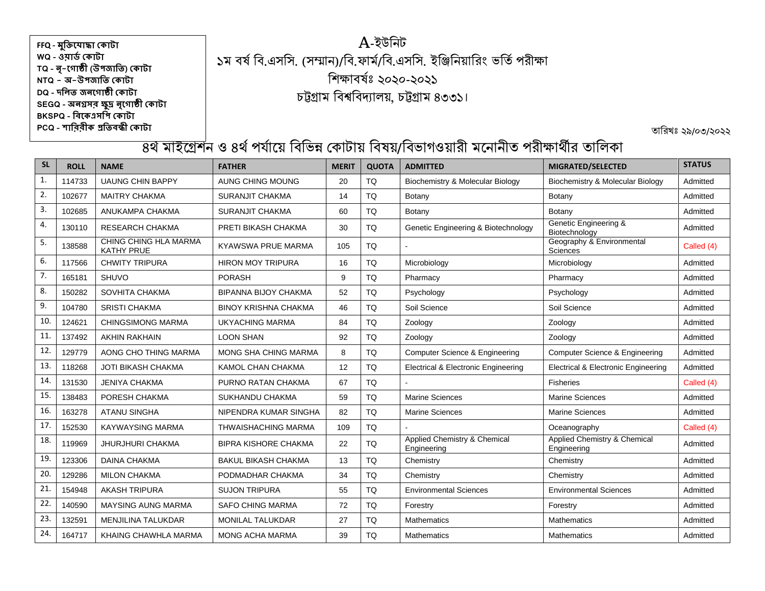FFQ - মুক্তিযোদ্ধা কোটা
WQ - ওয়ার্ড কোটা
TQ - নৃ-গোষ্ঠী (উপজাতি) কোটা
NTQ – অ-উপজাতি কোটা
DQ - দলিত জনগোষ্ঠী কোটা
SEGQ - অনগ্রসর ক্ষুদ্র নৃগোষ্ঠী কোটা
BKSPQ - বিকেএসপি কোটা
PCQ - শারিরীক প্রতিবন্ধী কোটা

# A-ইউনিট

## ১ম বর্ষ বি.এসসি. (সম্মান)/বি.ফার্ম/বি.এসসি. ইঞ্জিনিয়ারিং ভর্তি পরীক্ষা

শিক্ষাবর্ষঃ ২০২০-২০২১

চট্টগ্রাম বিশ্ববিদ্যালয়, চট্টগ্রাম ৪৩৩১।

তারিখঃ ২৯/০৩/২০২২

## ৪র্থ মাইগ্রেশন ও ৪র্থ পর্যায়ে বিভিন্ন কোটায় বিষয়/বিভাগওয়ারী মনোনীত পরীক্ষার্থীর তালিকা

| SL | ROLL | NAME | FATHER | MERIT | QUOTA | ADMITTED | MIGRATED/SELECTED | STATUS |
|---|---|---|---|---|---|---|---|---|
| 1. | 114733 | UAUNG CHIN BAPPY | AUNG CHING MOUNG | 20 | TQ | Biochemistry & Molecular Biology | Biochemistry & Molecular Biology | Admitted |
| 2. | 102677 | MAITRY CHAKMA | SURANJIT CHAKMA | 14 | TQ | Botany | Botany | Admitted |
| 3. | 102685 | ANUKAMPA CHAKMA | SURANJIT CHAKMA | 60 | TQ | Botany | Botany | Admitted |
| 4. | 130110 | RESEARCH CHAKMA | PRETI BIKASH CHAKMA | 30 | TQ | Genetic Engineering & Biotechnology | Genetic Engineering & Biotechnology | Admitted |
| 5. | 138588 | CHING CHING HLA MARMA KATHY PRUE | KYAWSWA PRUE MARMA | 105 | TQ | - | Geography & Environmental Sciences | Called (4) |
| 6. | 117566 | CHWITY TRIPURA | HIRON MOY TRIPURA | 16 | TQ | Microbiology | Microbiology | Admitted |
| 7. | 165181 | SHUVO | PORASH | 9 | TQ | Pharmacy | Pharmacy | Admitted |
| 8. | 150282 | SOVHITA CHAKMA | BIPANNA BIJOY CHAKMA | 52 | TQ | Psychology | Psychology | Admitted |
| 9. | 104780 | SRISTI CHAKMA | BINOY KRISHNA CHAKMA | 46 | TQ | Soil Science | Soil Science | Admitted |
| 10. | 124621 | CHINGSIMONG MARMA | UKYACHING MARMA | 84 | TQ | Zoology | Zoology | Admitted |
| 11. | 137492 | AKHIN RAKHAIN | LOON SHAN | 92 | TQ | Zoology | Zoology | Admitted |
| 12. | 129779 | AONG CHO THING MARMA | MONG SHA CHING MARMA | 8 | TQ | Computer Science & Engineering | Computer Science & Engineering | Admitted |
| 13. | 118268 | JOTI BIKASH CHAKMA | KAMOL CHAN CHAKMA | 12 | TQ | Electrical & Electronic Engineering | Electrical & Electronic Engineering | Admitted |
| 14. | 131530 | JENIYA CHAKMA | PURNO RATAN CHAKMA | 67 | TQ | - | Fisheries | Called (4) |
| 15. | 138483 | PORESH CHAKMA | SUKHANDU CHAKMA | 59 | TQ | Marine Sciences | Marine Sciences | Admitted |
| 16. | 163278 | ATANU SINGHA | NIPENDRA KUMAR SINGHA | 82 | TQ | Marine Sciences | Marine Sciences | Admitted |
| 17. | 152530 | KAYWAYSING MARMA | THWAISHACHING MARMA | 109 | TQ | - | Oceanography | Called (4) |
| 18. | 119969 | JHURJHURI CHAKMA | BIPRA KISHORE CHAKMA | 22 | TQ | Applied Chemistry & Chemical Engineering | Applied Chemistry & Chemical Engineering | Admitted |
| 19. | 123306 | DAINA CHAKMA | BAKUL BIKASH CHAKMA | 13 | TQ | Chemistry | Chemistry | Admitted |
| 20. | 129286 | MILON CHAKMA | PODMADHAR CHAKMA | 34 | TQ | Chemistry | Chemistry | Admitted |
| 21. | 154948 | AKASH TRIPURA | SUJON TRIPURA | 55 | TQ | Environmental Sciences | Environmental Sciences | Admitted |
| 22. | 140590 | MAYSING AUNG MARMA | SAFO CHING MARMA | 72 | TQ | Forestry | Forestry | Admitted |
| 23. | 132591 | MENJILINA TALUKDAR | MONILAL TALUKDAR | 27 | TQ | Mathematics | Mathematics | Admitted |
| 24. | 164717 | KHAING CHAWHLA MARMA | MONG ACHA MARMA | 39 | TQ | Mathematics | Mathematics | Admitted |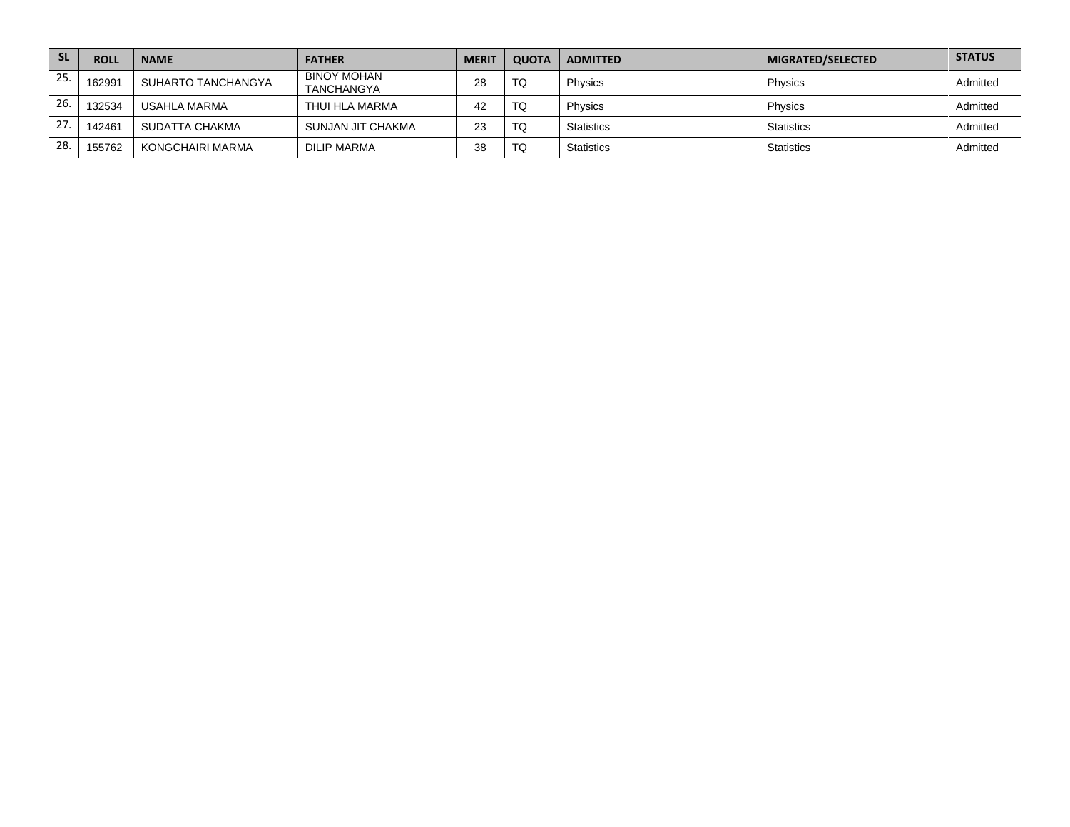| SL | ROLL | NAME | FATHER | MERIT | QUOTA | ADMITTED | MIGRATED/SELECTED | STATUS |
|---|---|---|---|---|---|---|---|---|
| 25. | 162991 | SUHARTO TANCHANGYA | BINOY MOHAN TANCHANGYA | 28 | TQ | Physics | Physics | Admitted |
| 26. | 132534 | USAHLA MARMA | THUI HLA MARMA | 42 | TQ | Physics | Physics | Admitted |
| 27. | 142461 | SUDATTA CHAKMA | SUNJAN JIT CHAKMA | 23 | TQ | Statistics | Statistics | Admitted |
| 28. | 155762 | KONGCHAIRI MARMA | DILIP MARMA | 38 | TQ | Statistics | Statistics | Admitted |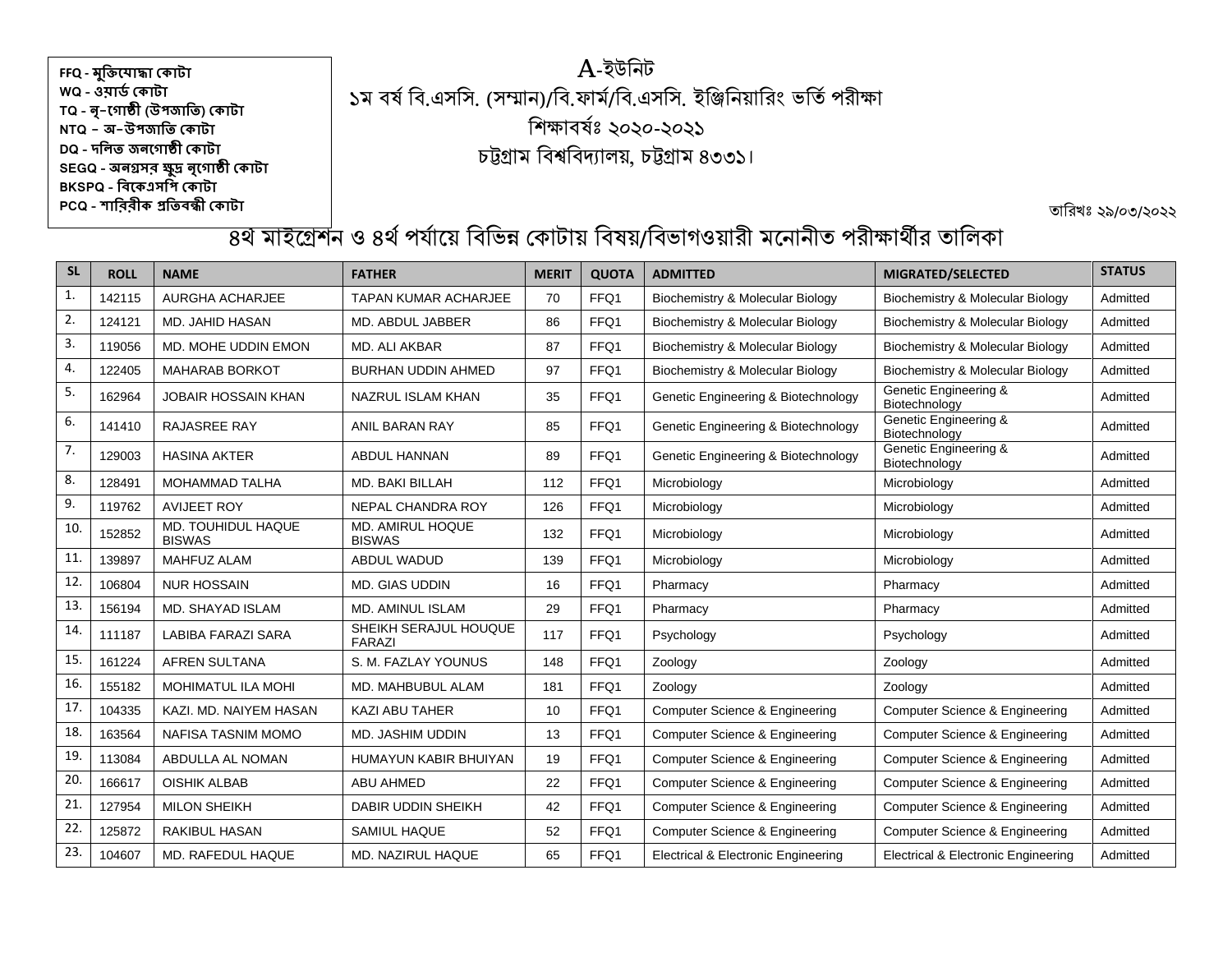FFQ - মুক্তিযোদ্ধা কোটা
WQ - ওয়ার্ড কোটা
TQ - নৃ-গোষ্ঠী (উপজাতি) কোটা
NTQ – অ–উপজাতি কোটা
DQ - দলিত জনগোষ্ঠী কোটা
SEGQ - অনগ্রসর ক্ষুদ্র নৃগোষ্ঠী কোটা
BKSPQ - বিকেএসপি কোটা
PCQ - শারিরীক প্রতিবন্ধী কোটা

# A-ইউনিট
## ১ম বর্ষ বি.এসসি. (সম্মান)/বি.ফার্ম/বি.এসসি. ইঞ্জিনিয়ারিং ভর্তি পরীক্ষা
## শিক্ষাবর্ষঃ ২০২০-২০২১
## চট্টগ্রাম বিশ্ববিদ্যালয়, চট্টগ্রাম ৪৩৩১।

তারিখঃ ২৯/০৩/২০২২

## ৪র্থ মাইগ্রেশন ও ৪র্থ পর্যায়ে বিভিন্ন কোটায় বিষয়/বিভাগওয়ারী মনোনীত পরীক্ষার্থীর তালিকা

| SL | ROLL | NAME | FATHER | MERIT | QUOTA | ADMITTED | MIGRATED/SELECTED | STATUS |
|---|---|---|---|---|---|---|---|---|
| 1. | 142115 | AURGHA ACHARJEE | TAPAN KUMAR ACHARJEE | 70 | FFQ1 | Biochemistry & Molecular Biology | Biochemistry & Molecular Biology | Admitted |
| 2. | 124121 | MD. JAHID HASAN | MD. ABDUL JABBER | 86 | FFQ1 | Biochemistry & Molecular Biology | Biochemistry & Molecular Biology | Admitted |
| 3. | 119056 | MD. MOHE UDDIN EMON | MD. ALI AKBAR | 87 | FFQ1 | Biochemistry & Molecular Biology | Biochemistry & Molecular Biology | Admitted |
| 4. | 122405 | MAHARAB BORKOT | BURHAN UDDIN AHMED | 97 | FFQ1 | Biochemistry & Molecular Biology | Biochemistry & Molecular Biology | Admitted |
| 5. | 162964 | JOBAIR HOSSAIN KHAN | NAZRUL ISLAM KHAN | 35 | FFQ1 | Genetic Engineering & Biotechnology | Genetic Engineering & Biotechnology | Admitted |
| 6. | 141410 | RAJASREE RAY | ANIL BARAN RAY | 85 | FFQ1 | Genetic Engineering & Biotechnology | Genetic Engineering & Biotechnology | Admitted |
| 7. | 129003 | HASINA AKTER | ABDUL HANNAN | 89 | FFQ1 | Genetic Engineering & Biotechnology | Genetic Engineering & Biotechnology | Admitted |
| 8. | 128491 | MOHAMMAD TALHA | MD. BAKI BILLAH | 112 | FFQ1 | Microbiology | Microbiology | Admitted |
| 9. | 119762 | AVIJEET ROY | NEPAL CHANDRA ROY | 126 | FFQ1 | Microbiology | Microbiology | Admitted |
| 10. | 152852 | MD. TOUHIDUL HAQUE BISWAS | MD. AMIRUL HOQUE BISWAS | 132 | FFQ1 | Microbiology | Microbiology | Admitted |
| 11. | 139897 | MAHFUZ ALAM | ABDUL WADUD | 139 | FFQ1 | Microbiology | Microbiology | Admitted |
| 12. | 106804 | NUR HOSSAIN | MD. GIAS UDDIN | 16 | FFQ1 | Pharmacy | Pharmacy | Admitted |
| 13. | 156194 | MD. SHAYAD ISLAM | MD. AMINUL ISLAM | 29 | FFQ1 | Pharmacy | Pharmacy | Admitted |
| 14. | 111187 | LABIBA FARAZI SARA | SHEIKH SERAJUL HOUQUE FARAZI | 117 | FFQ1 | Psychology | Psychology | Admitted |
| 15. | 161224 | AFREN SULTANA | S. M. FAZLAY YOUNUS | 148 | FFQ1 | Zoology | Zoology | Admitted |
| 16. | 155182 | MOHIMATUL ILA MOHI | MD. MAHBUBUL ALAM | 181 | FFQ1 | Zoology | Zoology | Admitted |
| 17. | 104335 | KAZI. MD. NAIYEM HASAN | KAZI ABU TAHER | 10 | FFQ1 | Computer Science & Engineering | Computer Science & Engineering | Admitted |
| 18. | 163564 | NAFISA TASNIM MOMO | MD. JASHIM UDDIN | 13 | FFQ1 | Computer Science & Engineering | Computer Science & Engineering | Admitted |
| 19. | 113084 | ABDULLA AL NOMAN | HUMAYUN KABIR BHUIYAN | 19 | FFQ1 | Computer Science & Engineering | Computer Science & Engineering | Admitted |
| 20. | 166617 | OISHIK ALBAB | ABU AHMED | 22 | FFQ1 | Computer Science & Engineering | Computer Science & Engineering | Admitted |
| 21. | 127954 | MILON SHEIKH | DABIR UDDIN SHEIKH | 42 | FFQ1 | Computer Science & Engineering | Computer Science & Engineering | Admitted |
| 22. | 125872 | RAKIBUL HASAN | SAMIUL HAQUE | 52 | FFQ1 | Computer Science & Engineering | Computer Science & Engineering | Admitted |
| 23. | 104607 | MD. RAFEDUL HAQUE | MD. NAZIRUL HAQUE | 65 | FFQ1 | Electrical & Electronic Engineering | Electrical & Electronic Engineering | Admitted |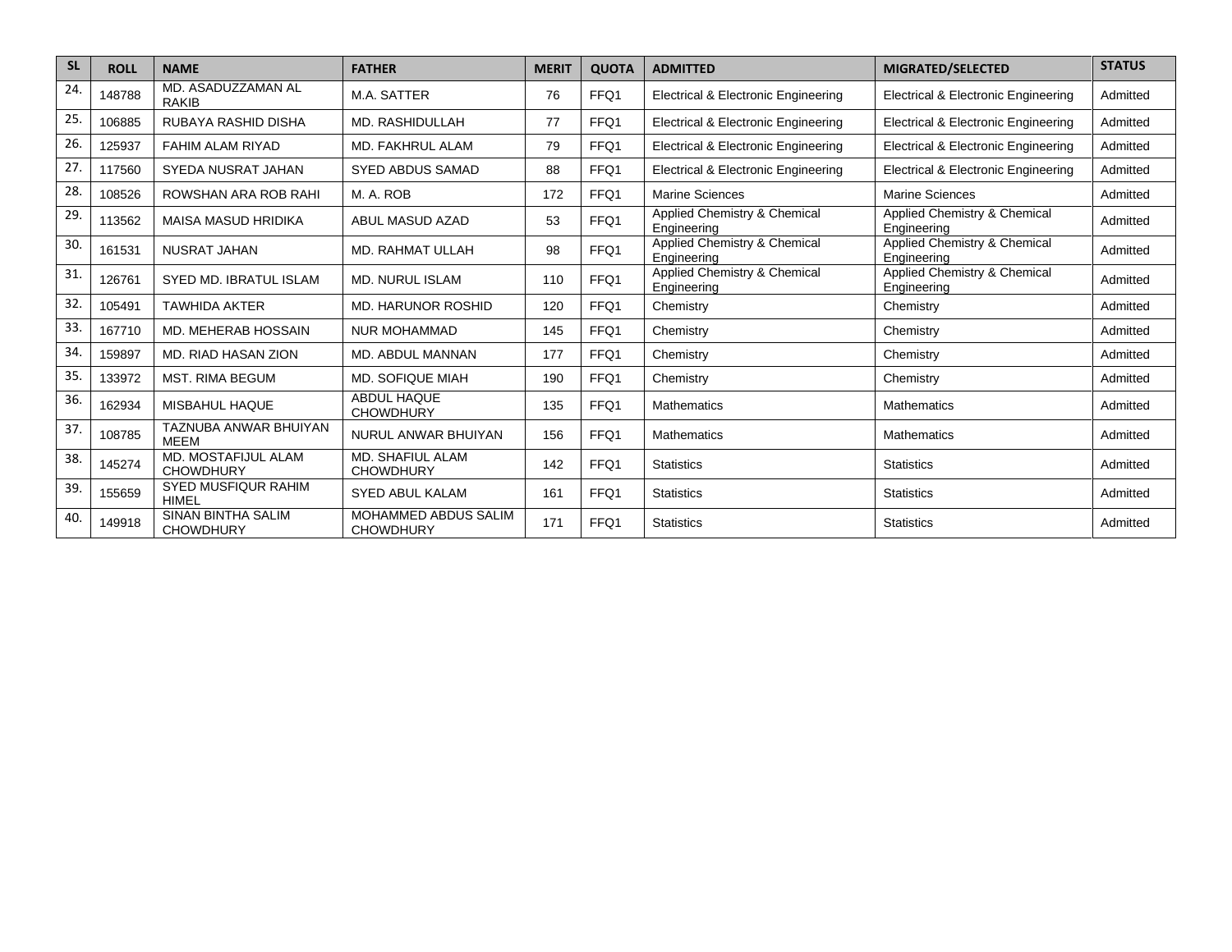| SL | ROLL | NAME | FATHER | MERIT | QUOTA | ADMITTED | MIGRATED/SELECTED | STATUS |
|---|---|---|---|---|---|---|---|---|
| 24. | 148788 | MD. ASADUZZAMAN AL RAKIB | M.A. SATTER | 76 | FFQ1 | Electrical & Electronic Engineering | Electrical & Electronic Engineering | Admitted |
| 25. | 106885 | RUBAYA RASHID DISHA | MD. RASHIDULLAH | 77 | FFQ1 | Electrical & Electronic Engineering | Electrical & Electronic Engineering | Admitted |
| 26. | 125937 | FAHIM ALAM RIYAD | MD. FAKHRUL ALAM | 79 | FFQ1 | Electrical & Electronic Engineering | Electrical & Electronic Engineering | Admitted |
| 27. | 117560 | SYEDA NUSRAT JAHAN | SYED ABDUS SAMAD | 88 | FFQ1 | Electrical & Electronic Engineering | Electrical & Electronic Engineering | Admitted |
| 28. | 108526 | ROWSHAN ARA ROB RAHI | M. A. ROB | 172 | FFQ1 | Marine Sciences | Marine Sciences | Admitted |
| 29. | 113562 | MAISA MASUD HRIDIKA | ABUL MASUD AZAD | 53 | FFQ1 | Applied Chemistry & Chemical Engineering | Applied Chemistry & Chemical Engineering | Admitted |
| 30. | 161531 | NUSRAT JAHAN | MD. RAHMAT ULLAH | 98 | FFQ1 | Applied Chemistry & Chemical Engineering | Applied Chemistry & Chemical Engineering | Admitted |
| 31. | 126761 | SYED MD. IBRATUL ISLAM | MD. NURUL ISLAM | 110 | FFQ1 | Applied Chemistry & Chemical Engineering | Applied Chemistry & Chemical Engineering | Admitted |
| 32. | 105491 | TAWHIDA AKTER | MD. HARUNOR ROSHID | 120 | FFQ1 | Chemistry | Chemistry | Admitted |
| 33. | 167710 | MD. MEHERAB HOSSAIN | NUR MOHAMMAD | 145 | FFQ1 | Chemistry | Chemistry | Admitted |
| 34. | 159897 | MD. RIAD HASAN ZION | MD. ABDUL MANNAN | 177 | FFQ1 | Chemistry | Chemistry | Admitted |
| 35. | 133972 | MST. RIMA BEGUM | MD. SOFIQUE MIAH | 190 | FFQ1 | Chemistry | Chemistry | Admitted |
| 36. | 162934 | MISBAHUL HAQUE | ABDUL HAQUE CHOWDHURY | 135 | FFQ1 | Mathematics | Mathematics | Admitted |
| 37. | 108785 | TAZNUBA ANWAR BHUIYAN MEEM | NURUL ANWAR BHUIYAN | 156 | FFQ1 | Mathematics | Mathematics | Admitted |
| 38. | 145274 | MD. MOSTAFIJUL ALAM CHOWDHURY | MD. SHAFIUL ALAM CHOWDHURY | 142 | FFQ1 | Statistics | Statistics | Admitted |
| 39. | 155659 | SYED MUSFIQUR RAHIM HIMEL | SYED ABUL KALAM | 161 | FFQ1 | Statistics | Statistics | Admitted |
| 40. | 149918 | SINAN BINTHA SALIM CHOWDHURY | MOHAMMED ABDUS SALIM CHOWDHURY | 171 | FFQ1 | Statistics | Statistics | Admitted |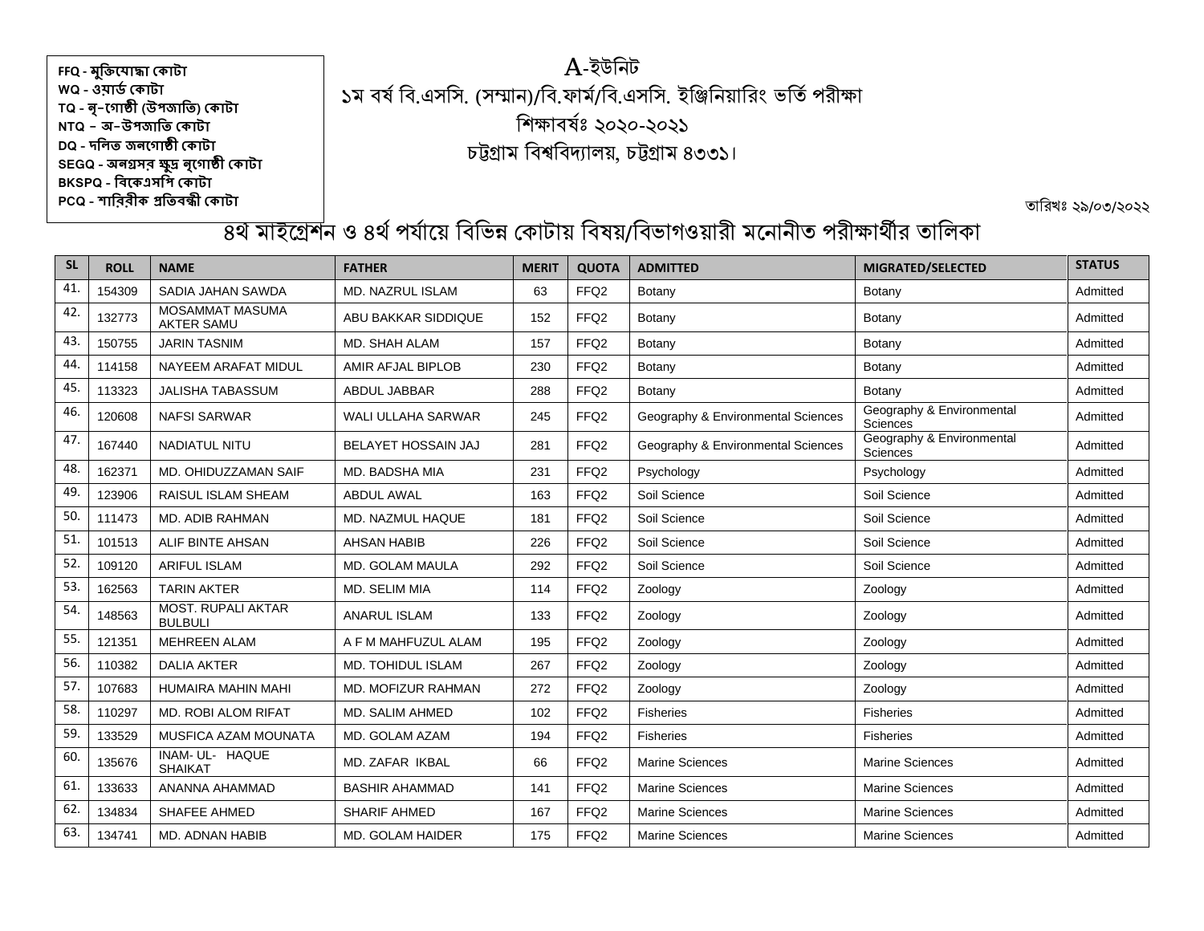FFQ - মুক্তিযোদ্ধা কোটা
WQ - ওয়ার্ড কোটা
TQ - নৃ-গোষ্ঠী (উপজাতি) কোটা
NTQ – অ-উপজাতি কোটা
DQ - দলিত জনগোষ্ঠী কোটা
SEGQ - অনগ্রসর ক্ষুদ্র নৃগোষ্ঠী কোটা
BKSPQ - বিকেএসপি কোটা
PCQ - শারিরীক প্রতিবন্ধী কোটা

# A-ইউনিট

## ১ম বর্ষ বি.এসসি. (সম্মান)/বি.ফার্ম/বি.এসসি. ইঞ্জিনিয়ারিং ভর্তি পরীক্ষা

## শিক্ষাবর্ষঃ ২০২০-২০২১

## চট্টগ্রাম বিশ্ববিদ্যালয়, চট্টগ্রাম ৪৩৩১।

তারিখঃ ২৯/০৩/২০২২

## ৪র্থ মাইগ্রেশন ও ৪র্থ পর্যায়ে বিভিন্ন কোটায় বিষয়/বিভাগওয়ারী মনোনীত পরীক্ষার্থীর তালিকা

| SL | ROLL | NAME | FATHER | MERIT | QUOTA | ADMITTED | MIGRATED/SELECTED | STATUS |
|---|---|---|---|---|---|---|---|---|
| 41. | 154309 | SADIA JAHAN SAWDA | MD. NAZRUL ISLAM | 63 | FFQ2 | Botany | Botany | Admitted |
| 42. | 132773 | MOSAMMAT MASUMA AKTER SAMU | ABU BAKKAR SIDDIQUE | 152 | FFQ2 | Botany | Botany | Admitted |
| 43. | 150755 | JARIN TASNIM | MD. SHAH ALAM | 157 | FFQ2 | Botany | Botany | Admitted |
| 44. | 114158 | NAYEEM ARAFAT MIDUL | AMIR AFJAL BIPLOB | 230 | FFQ2 | Botany | Botany | Admitted |
| 45. | 113323 | JALISHA TABASSUM | ABDUL JABBAR | 288 | FFQ2 | Botany | Botany | Admitted |
| 46. | 120608 | NAFSI SARWAR | WALI ULLAHA SARWAR | 245 | FFQ2 | Geography & Environmental Sciences | Geography & Environmental Sciences | Admitted |
| 47. | 167440 | NADIATUL NITU | BELAYET HOSSAIN JAJ | 281 | FFQ2 | Geography & Environmental Sciences | Geography & Environmental Sciences | Admitted |
| 48. | 162371 | MD. OHIDUZZAMAN SAIF | MD. BADSHA MIA | 231 | FFQ2 | Psychology | Psychology | Admitted |
| 49. | 123906 | RAISUL ISLAM SHEAM | ABDUL AWAL | 163 | FFQ2 | Soil Science | Soil Science | Admitted |
| 50. | 111473 | MD. ADIB RAHMAN | MD. NAZMUL HAQUE | 181 | FFQ2 | Soil Science | Soil Science | Admitted |
| 51. | 101513 | ALIF BINTE AHSAN | AHSAN HABIB | 226 | FFQ2 | Soil Science | Soil Science | Admitted |
| 52. | 109120 | ARIFUL ISLAM | MD. GOLAM MAULA | 292 | FFQ2 | Soil Science | Soil Science | Admitted |
| 53. | 162563 | TARIN AKTER | MD. SELIM MIA | 114 | FFQ2 | Zoology | Zoology | Admitted |
| 54. | 148563 | MOST. RUPALI AKTAR BULBULI | ANARUL ISLAM | 133 | FFQ2 | Zoology | Zoology | Admitted |
| 55. | 121351 | MEHREEN ALAM | A F M MAHFUZUL ALAM | 195 | FFQ2 | Zoology | Zoology | Admitted |
| 56. | 110382 | DALIA AKTER | MD. TOHIDUL ISLAM | 267 | FFQ2 | Zoology | Zoology | Admitted |
| 57. | 107683 | HUMAIRA MAHIN MAHI | MD. MOFIZUR RAHMAN | 272 | FFQ2 | Zoology | Zoology | Admitted |
| 58. | 110297 | MD. ROBI ALOM RIFAT | MD. SALIM AHMED | 102 | FFQ2 | Fisheries | Fisheries | Admitted |
| 59. | 133529 | MUSFICA AZAM MOUNATA | MD. GOLAM AZAM | 194 | FFQ2 | Fisheries | Fisheries | Admitted |
| 60. | 135676 | INAM- UL- HAQUE SHAIKAT | MD. ZAFAR IKBAL | 66 | FFQ2 | Marine Sciences | Marine Sciences | Admitted |
| 61. | 133633 | ANANNA AHAMMAD | BASHIR AHAMMAD | 141 | FFQ2 | Marine Sciences | Marine Sciences | Admitted |
| 62. | 134834 | SHAFEE AHMED | SHARIF AHMED | 167 | FFQ2 | Marine Sciences | Marine Sciences | Admitted |
| 63. | 134741 | MD. ADNAN HABIB | MD. GOLAM HAIDER | 175 | FFQ2 | Marine Sciences | Marine Sciences | Admitted |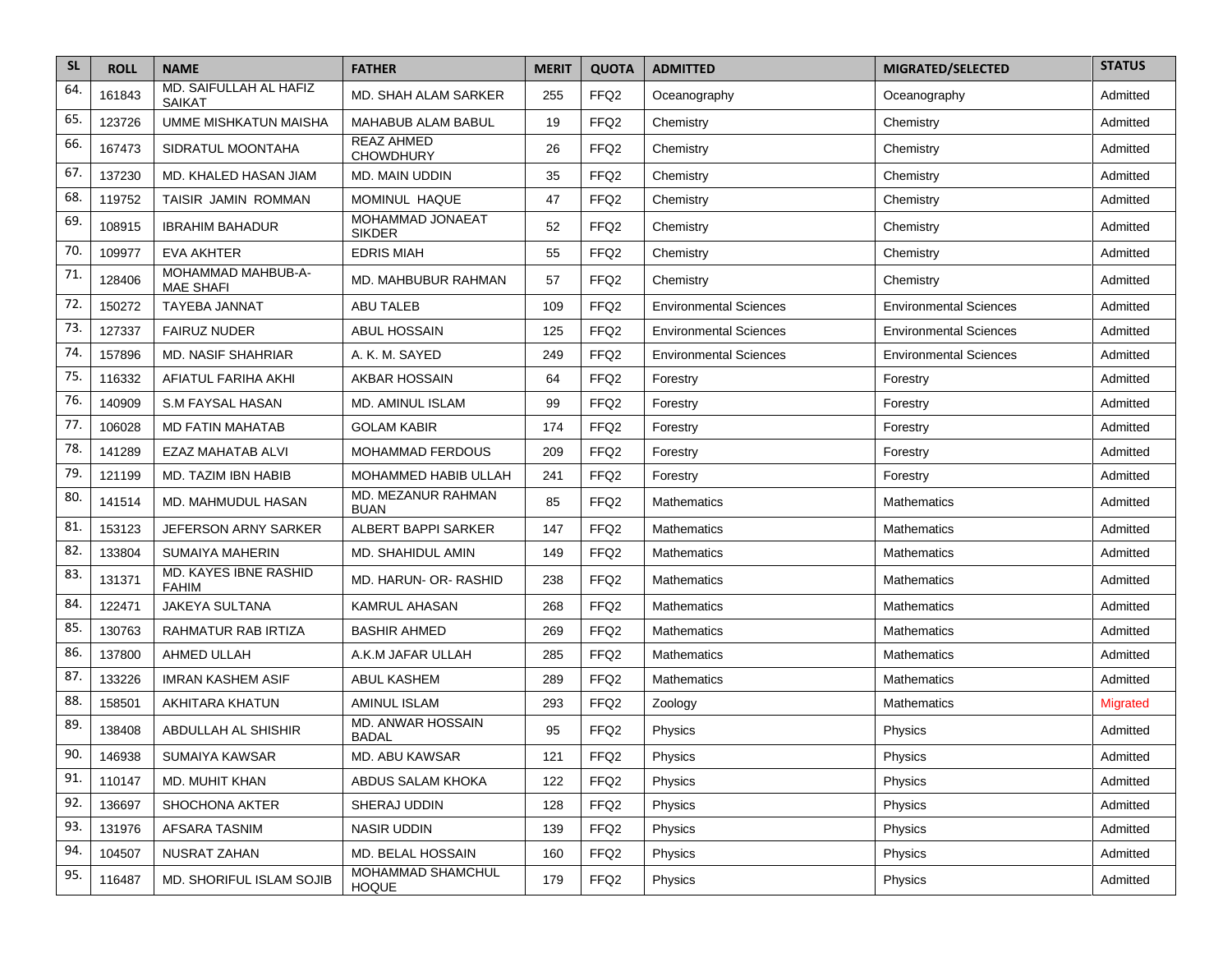| SL | ROLL | NAME | FATHER | MERIT | QUOTA | ADMITTED | MIGRATED/SELECTED | STATUS |
|---|---|---|---|---|---|---|---|---|
| 64. | 161843 | MD. SAIFULLAH AL HAFIZ SAIKAT | MD. SHAH ALAM SARKER | 255 | FFQ2 | Oceanography | Oceanography | Admitted |
| 65. | 123726 | UMME MISHKATUN MAISHA | MAHABUB ALAM BABUL | 19 | FFQ2 | Chemistry | Chemistry | Admitted |
| 66. | 167473 | SIDRATUL MOONTAHA | REAZ AHMED CHOWDHURY | 26 | FFQ2 | Chemistry | Chemistry | Admitted |
| 67. | 137230 | MD. KHALED HASAN JIAM | MD. MAIN UDDIN | 35 | FFQ2 | Chemistry | Chemistry | Admitted |
| 68. | 119752 | TAISIR JAMIN ROMMAN | MOMINUL HAQUE | 47 | FFQ2 | Chemistry | Chemistry | Admitted |
| 69. | 108915 | IBRAHIM BAHADUR | MOHAMMAD JONAEAT SIKDER | 52 | FFQ2 | Chemistry | Chemistry | Admitted |
| 70. | 109977 | EVA AKHTER | EDRIS MIAH | 55 | FFQ2 | Chemistry | Chemistry | Admitted |
| 71. | 128406 | MOHAMMAD MAHBUB-A-MAE SHAFI | MD. MAHBUBUR RAHMAN | 57 | FFQ2 | Chemistry | Chemistry | Admitted |
| 72. | 150272 | TAYEBA JANNAT | ABU TALEB | 109 | FFQ2 | Environmental Sciences | Environmental Sciences | Admitted |
| 73. | 127337 | FAIRUZ NUDER | ABUL HOSSAIN | 125 | FFQ2 | Environmental Sciences | Environmental Sciences | Admitted |
| 74. | 157896 | MD. NASIF SHAHRIAR | A. K. M. SAYED | 249 | FFQ2 | Environmental Sciences | Environmental Sciences | Admitted |
| 75. | 116332 | AFIATUL FARIHA AKHI | AKBAR HOSSAIN | 64 | FFQ2 | Forestry | Forestry | Admitted |
| 76. | 140909 | S.M FAYSAL HASAN | MD. AMINUL ISLAM | 99 | FFQ2 | Forestry | Forestry | Admitted |
| 77. | 106028 | MD FATIN MAHATAB | GOLAM KABIR | 174 | FFQ2 | Forestry | Forestry | Admitted |
| 78. | 141289 | EZAZ MAHATAB ALVI | MOHAMMAD FERDOUS | 209 | FFQ2 | Forestry | Forestry | Admitted |
| 79. | 121199 | MD. TAZIM IBN HABIB | MOHAMMED HABIB ULLAH | 241 | FFQ2 | Forestry | Forestry | Admitted |
| 80. | 141514 | MD. MAHMUDUL HASAN | MD. MEZANUR RAHMAN BUAN | 85 | FFQ2 | Mathematics | Mathematics | Admitted |
| 81. | 153123 | JEFERSON ARNY SARKER | ALBERT BAPPI SARKER | 147 | FFQ2 | Mathematics | Mathematics | Admitted |
| 82. | 133804 | SUMAIYA MAHERIN | MD. SHAHIDUL AMIN | 149 | FFQ2 | Mathematics | Mathematics | Admitted |
| 83. | 131371 | MD. KAYES IBNE RASHID FAHIM | MD. HARUN- OR- RASHID | 238 | FFQ2 | Mathematics | Mathematics | Admitted |
| 84. | 122471 | JAKEYA SULTANA | KAMRUL AHASAN | 268 | FFQ2 | Mathematics | Mathematics | Admitted |
| 85. | 130763 | RAHMATUR RAB IRTIZA | BASHIR AHMED | 269 | FFQ2 | Mathematics | Mathematics | Admitted |
| 86. | 137800 | AHMED ULLAH | A.K.M JAFAR ULLAH | 285 | FFQ2 | Mathematics | Mathematics | Admitted |
| 87. | 133226 | IMRAN KASHEM ASIF | ABUL KASHEM | 289 | FFQ2 | Mathematics | Mathematics | Admitted |
| 88. | 158501 | AKHITARA KHATUN | AMINUL ISLAM | 293 | FFQ2 | Zoology | Mathematics | Migrated |
| 89. | 138408 | ABDULLAH AL SHISHIR | MD. ANWAR HOSSAIN BADAL | 95 | FFQ2 | Physics | Physics | Admitted |
| 90. | 146938 | SUMAIYA KAWSAR | MD. ABU KAWSAR | 121 | FFQ2 | Physics | Physics | Admitted |
| 91. | 110147 | MD. MUHIT KHAN | ABDUS SALAM KHOKA | 122 | FFQ2 | Physics | Physics | Admitted |
| 92. | 136697 | SHOCHONA AKTER | SHERAJ UDDIN | 128 | FFQ2 | Physics | Physics | Admitted |
| 93. | 131976 | AFSARA TASNIM | NASIR UDDIN | 139 | FFQ2 | Physics | Physics | Admitted |
| 94. | 104507 | NUSRAT ZAHAN | MD. BELAL HOSSAIN | 160 | FFQ2 | Physics | Physics | Admitted |
| 95. | 116487 | MD. SHORIFUL ISLAM SOJIB | MOHAMMAD SHAMCHUL HOQUE | 179 | FFQ2 | Physics | Physics | Admitted |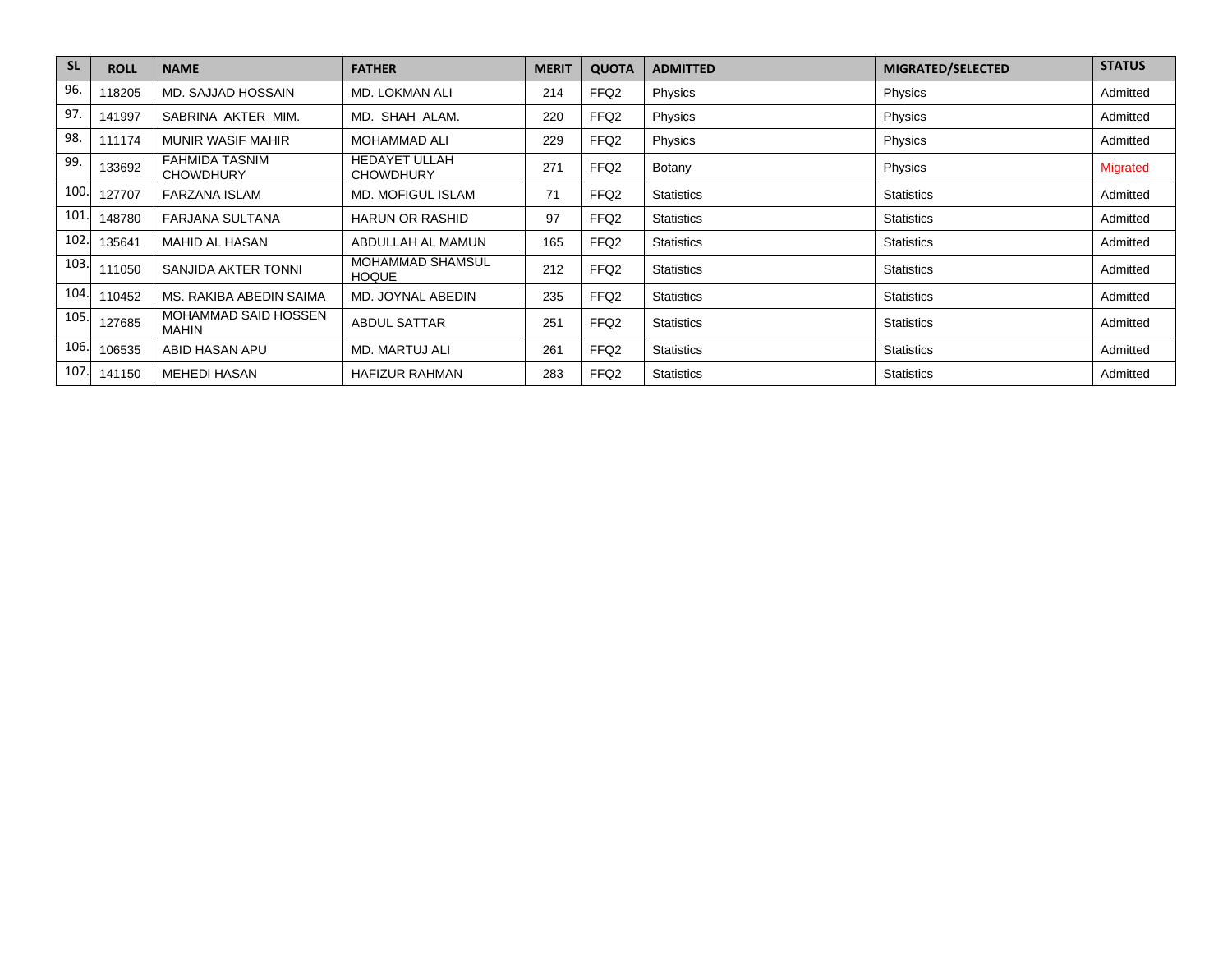| SL | ROLL | NAME | FATHER | MERIT | QUOTA | ADMITTED | MIGRATED/SELECTED | STATUS |
|---|---|---|---|---|---|---|---|---|
| 96. | 118205 | MD. SAJJAD HOSSAIN | MD. LOKMAN ALI | 214 | FFQ2 | Physics | Physics | Admitted |
| 97. | 141997 | SABRINA AKTER MIM. | MD. SHAH ALAM. | 220 | FFQ2 | Physics | Physics | Admitted |
| 98. | 111174 | MUNIR WASIF MAHIR | MOHAMMAD ALI | 229 | FFQ2 | Physics | Physics | Admitted |
| 99. | 133692 | FAHMIDA TASNIM CHOWDHURY | HEDAYET ULLAH CHOWDHURY | 271 | FFQ2 | Botany | Physics | Migrated |
| 100. | 127707 | FARZANA ISLAM | MD. MOFIGUL ISLAM | 71 | FFQ2 | Statistics | Statistics | Admitted |
| 101. | 148780 | FARJANA SULTANA | HARUN OR RASHID | 97 | FFQ2 | Statistics | Statistics | Admitted |
| 102. | 135641 | MAHID AL HASAN | ABDULLAH AL MAMUN | 165 | FFQ2 | Statistics | Statistics | Admitted |
| 103. | 111050 | SANJIDA AKTER TONNI | MOHAMMAD SHAMSUL HOQUE | 212 | FFQ2 | Statistics | Statistics | Admitted |
| 104. | 110452 | MS. RAKIBA ABEDIN SAIMA | MD. JOYNAL ABEDIN | 235 | FFQ2 | Statistics | Statistics | Admitted |
| 105. | 127685 | MOHAMMAD SAID HOSSEN MAHIN | ABDUL SATTAR | 251 | FFQ2 | Statistics | Statistics | Admitted |
| 106. | 106535 | ABID HASAN APU | MD. MARTUJ ALI | 261 | FFQ2 | Statistics | Statistics | Admitted |
| 107. | 141150 | MEHEDI HASAN | HAFIZUR RAHMAN | 283 | FFQ2 | Statistics | Statistics | Admitted |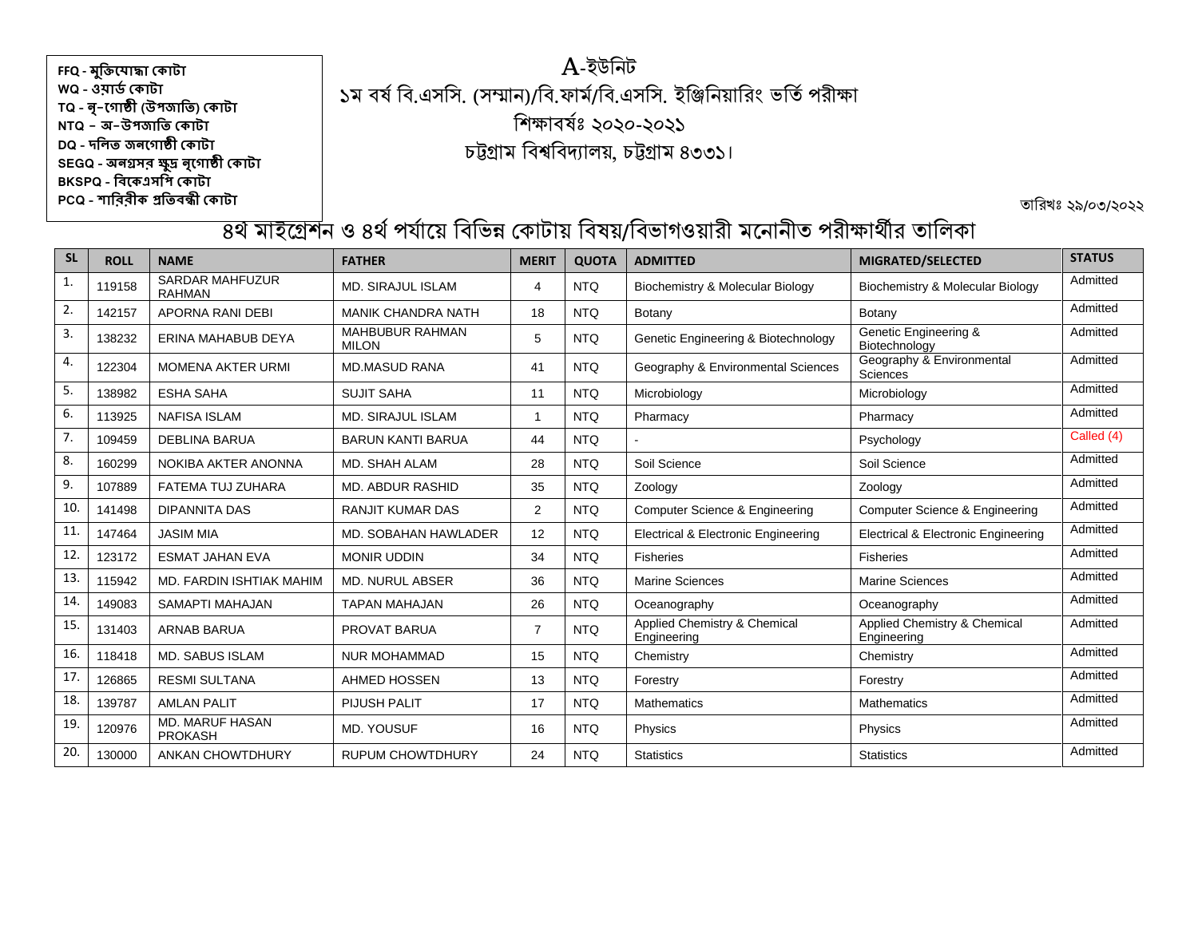FFQ - মুক্তিযোদ্ধা কোটা
WQ - ওয়ার্ড কোটা
TQ - নৃ-গোষ্ঠী (উপজাতি) কোটা
NTQ – অ–উপজাতি কোটা
DQ - দলিত জনগোষ্ঠী কোটা
SEGQ - অনগ্রসর ক্ষুদ্র নৃগোষ্ঠী কোটা
BKSPQ - বিকেএসপি কোটা
PCQ - শারিরীক প্রতিবন্ধী কোটা

# A-ইউনিট

## ১ম বর্ষ বি.এসসি. (সম্মান)/বি.ফার্ম/বি.এসসি. ইঞ্জিনিয়ারিং ভর্তি পরীক্ষা

## শিক্ষাবর্ষঃ ২০২০-২০২১

## চট্টগ্রাম বিশ্ববিদ্যালয়, চট্টগ্রাম ৪৩৩১।

তারিখঃ ২৯/০৩/২০২২

## ৪র্থ মাইগ্রেশন ও ৪র্থ পর্যায়ে বিভিন্ন কোটায় বিষয়/বিভাগওয়ারী মনোনীত পরীক্ষার্থীর তালিকা

| SL | ROLL | NAME | FATHER | MERIT | QUOTA | ADMITTED | MIGRATED/SELECTED | STATUS |
|---|---|---|---|---|---|---|---|---|
| 1. | 119158 | SARDAR MAHFUZUR RAHMAN | MD. SIRAJUL ISLAM | 4 | NTQ | Biochemistry & Molecular Biology | Biochemistry & Molecular Biology | Admitted |
| 2. | 142157 | APORNA RANI DEBI | MANIK CHANDRA NATH | 18 | NTQ | Botany | Botany | Admitted |
| 3. | 138232 | ERINA MAHABUB DEYA | MAHBUBUR RAHMAN MILON | 5 | NTQ | Genetic Engineering & Biotechnology | Genetic Engineering & Biotechnology | Admitted |
| 4. | 122304 | MOMENA AKTER URMI | MD.MASUD RANA | 41 | NTQ | Geography & Environmental Sciences | Geography & Environmental Sciences | Admitted |
| 5. | 138982 | ESHA SAHA | SUJIT SAHA | 11 | NTQ | Microbiology | Microbiology | Admitted |
| 6. | 113925 | NAFISA ISLAM | MD. SIRAJUL ISLAM | 1 | NTQ | Pharmacy | Pharmacy | Admitted |
| 7. | 109459 | DEBLINA BARUA | BARUN KANTI BARUA | 44 | NTQ | - | Psychology | Called (4) |
| 8. | 160299 | NOKIBA AKTER ANONNA | MD. SHAH ALAM | 28 | NTQ | Soil Science | Soil Science | Admitted |
| 9. | 107889 | FATEMA TUJ ZUHARA | MD. ABDUR RASHID | 35 | NTQ | Zoology | Zoology | Admitted |
| 10. | 141498 | DIPANNITA DAS | RANJIT KUMAR DAS | 2 | NTQ | Computer Science & Engineering | Computer Science & Engineering | Admitted |
| 11. | 147464 | JASIM MIA | MD. SOBAHAN HAWLADER | 12 | NTQ | Electrical & Electronic Engineering | Electrical & Electronic Engineering | Admitted |
| 12. | 123172 | ESMAT JAHAN EVA | MONIR UDDIN | 34 | NTQ | Fisheries | Fisheries | Admitted |
| 13. | 115942 | MD. FARDIN ISHTIAK MAHIM | MD. NURUL ABSER | 36 | NTQ | Marine Sciences | Marine Sciences | Admitted |
| 14. | 149083 | SAMAPTI MAHAJAN | TAPAN MAHAJAN | 26 | NTQ | Oceanography | Oceanography | Admitted |
| 15. | 131403 | ARNAB BARUA | PROVAT BARUA | 7 | NTQ | Applied Chemistry & Chemical Engineering | Applied Chemistry & Chemical Engineering | Admitted |
| 16. | 118418 | MD. SABUS ISLAM | NUR MOHAMMAD | 15 | NTQ | Chemistry | Chemistry | Admitted |
| 17. | 126865 | RESMI SULTANA | AHMED HOSSEN | 13 | NTQ | Forestry | Forestry | Admitted |
| 18. | 139787 | AMLAN PALIT | PIJUSH PALIT | 17 | NTQ | Mathematics | Mathematics | Admitted |
| 19. | 120976 | MD. MARUF HASAN PROKASH | MD. YOUSUF | 16 | NTQ | Physics | Physics | Admitted |
| 20. | 130000 | ANKAN CHOWTDHURY | RUPUM CHOWTDHURY | 24 | NTQ | Statistics | Statistics | Admitted |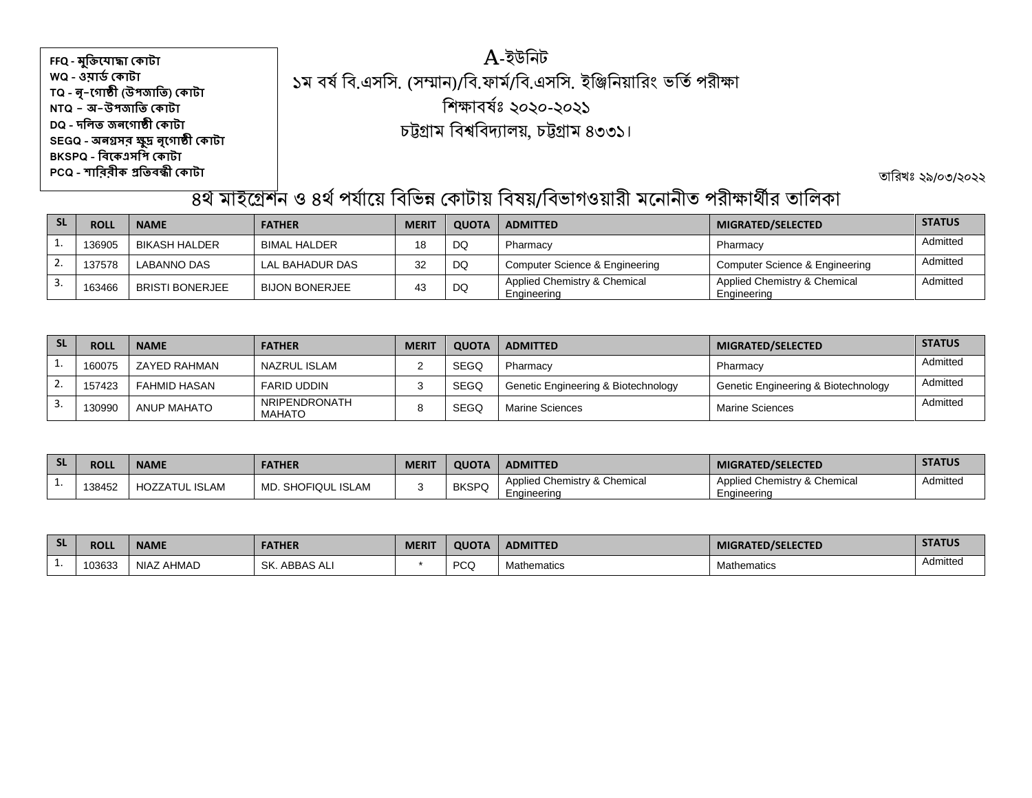FFQ - মুক্তিযোদ্ধা কোটা
WQ - ওয়ার্ড কোটা
TQ - নৃ-গোষ্ঠী (উপজাতি) কোটা
NTQ – অ-উপজাতি কোটা
DQ - দলিত জনগোষ্ঠী কোটা
SEGQ - অনগ্রসর ক্ষুদ্র নৃগোষ্ঠী কোটা
BKSPQ - বিকেএসপি কোটা
PCQ - শারিরীক প্রতিবন্ধী কোটা

# A-ইউনিট

## ১ম বর্ষ বি.এসসি. (সম্মান)/বি.ফার্ম/বি.এসসি. ইঞ্জিনিয়ারিং ভর্তি পরীক্ষা

## শিক্ষাবর্ষঃ ২০২০-২০২১

## চট্টগ্রাম বিশ্ববিদ্যালয়, চট্টগ্রাম ৪৩৩১।

তারিখঃ ২৯/০৩/২০২২

## ৪র্থ মাইগ্রেশন ও ৪র্থ পর্যায়ে বিভিন্ন কোটায় বিষয়/বিভাগওয়ারী মনোনীত পরীক্ষার্থীর তালিকা

| SL | ROLL | NAME | FATHER | MERIT | QUOTA | ADMITTED | MIGRATED/SELECTED | STATUS |
|---|---|---|---|---|---|---|---|---|
| 1. | 136905 | BIKASH HALDER | BIMAL HALDER | 18 | DQ | Pharmacy | Pharmacy | Admitted |
| 2. | 137578 | LABANNO DAS | LAL BAHADUR DAS | 32 | DQ | Computer Science & Engineering | Computer Science & Engineering | Admitted |
| 3. | 163466 | BRISTI BONERJEE | BIJON BONERJEE | 43 | DQ | Applied Chemistry & Chemical Engineering | Applied Chemistry & Chemical Engineering | Admitted |

| SL | ROLL | NAME | FATHER | MERIT | QUOTA | ADMITTED | MIGRATED/SELECTED | STATUS |
|---|---|---|---|---|---|---|---|---|
| 1. | 160075 | ZAYED RAHMAN | NAZRUL ISLAM | 2 | SEGQ | Pharmacy | Pharmacy | Admitted |
| 2. | 157423 | FAHMID HASAN | FARID UDDIN | 3 | SEGQ | Genetic Engineering & Biotechnology | Genetic Engineering & Biotechnology | Admitted |
| 3. | 130990 | ANUP MAHATO | NRIPENDRONATH MAHATO | 8 | SEGQ | Marine Sciences | Marine Sciences | Admitted |

| SL | ROLL | NAME | FATHER | MERIT | QUOTA | ADMITTED | MIGRATED/SELECTED | STATUS |
|---|---|---|---|---|---|---|---|---|
| 1. | 138452 | HOZZATUL ISLAM | MD. SHOFIQUL ISLAM | 3 | BKSPQ | Applied Chemistry & Chemical Engineering | Applied Chemistry & Chemical Engineering | Admitted |

| SL | ROLL | NAME | FATHER | MERIT | QUOTA | ADMITTED | MIGRATED/SELECTED | STATUS |
|---|---|---|---|---|---|---|---|---|
| 1. | 103633 | NIAZ AHMAD | SK. ABBAS ALI | * | PCQ | Mathematics | Mathematics | Admitted |